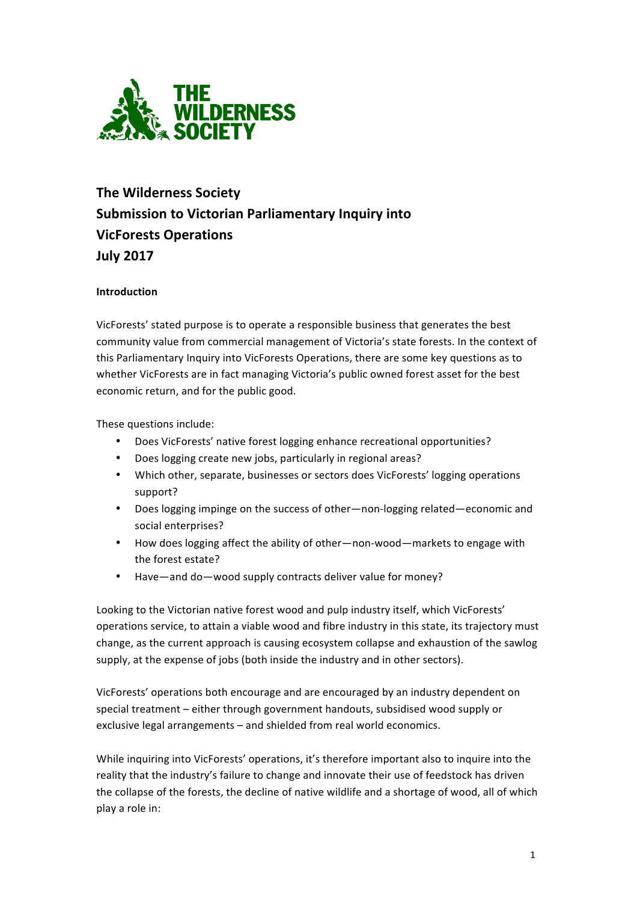# The Wilderness Society Submission to Victorian Parliamentary Inquiry into VicForests Operations July 2017

## Introduction

VicForests' stated purpose is to operate a responsible business that generates the best community value from commercial management of Victoria's state forests. In the context of this Parliamentary Inquiry into VicForests Operations, there are some key questions as to whether VicForests are in fact managing Victoria's public owned forest asset for the best economic return, and for the public good.

These questions include:

- Does VicForests' native forest logging enhance recreational opportunities?
- Does logging create new jobs, particularly in regional areas?
- Which other, separate, businesses or sectors does VicForests' logging operations support?
- Does logging impinge on the success of other—non-logging related—economic and social enterprises?
- How does logging affect the ability of other—non-wood—markets to engage with the forest estate?
- Have—and do—wood supply contracts deliver value for money?

Looking to the Victorian native forest wood and pulp industry itself, which VicForests' operations service, to attain a viable wood and fibre industry in this state, its trajectory must change, as the current approach is causing ecosystem collapse and exhaustion of the sawlog supply, at the expense of jobs (both inside the industry and in other sectors).

VicForests' operations both encourage and are encouraged by an industry dependent on special treatment – either through government handouts, subsidised wood supply or exclusive legal arrangements – and shielded from real world economics.

While inquiring into VicForests' operations, it's therefore important also to inquire into the reality that the industry's failure to change and innovate their use of feedstock has driven the collapse of the forests, the decline of native wildlife and a shortage of wood, all of which play a role in: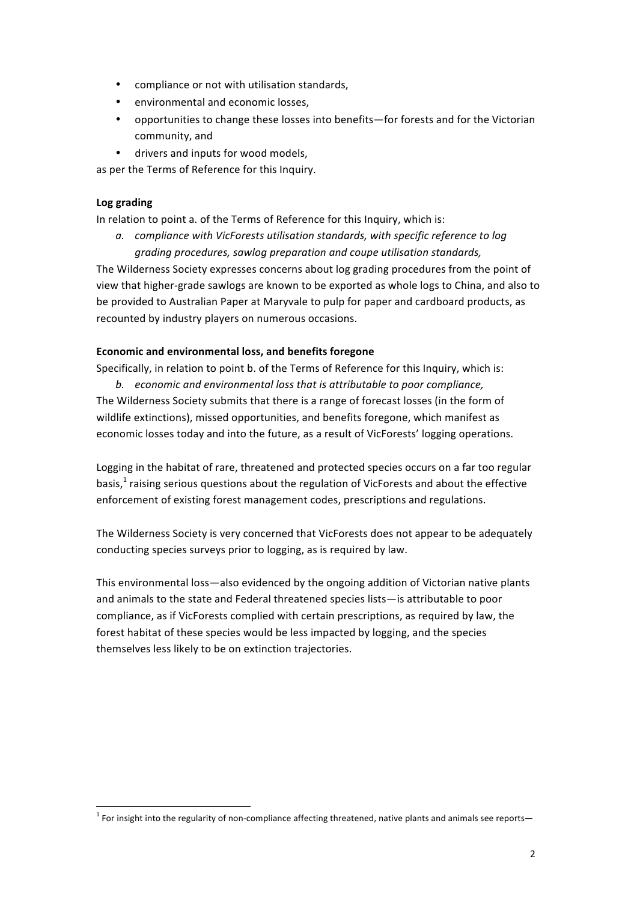- compliance or not with utilisation standards,
- environmental and economic losses,
- opportunities to change these losses into benefits—for forests and for the Victorian community, and
- drivers and inputs for wood models,

as per the Terms of Reference for this Inquiry.

**Log grading**

In relation to point a. of the Terms of Reference for this Inquiry, which is:

a. *compliance with VicForests utilisation standards, with specific reference to log grading procedures, sawlog preparation and coupe utilisation standards,*

The Wilderness Society expresses concerns about log grading procedures from the point of view that higher-grade sawlogs are known to be exported as whole logs to China, and also to be provided to Australian Paper at Maryvale to pulp for paper and cardboard products, as recounted by industry players on numerous occasions.

**Economic and environmental loss, and benefits foregone**

Specifically, in relation to point b. of the Terms of Reference for this Inquiry, which is:

b. *economic and environmental loss that is attributable to poor compliance,*

The Wilderness Society submits that there is a range of forecast losses (in the form of wildlife extinctions), missed opportunities, and benefits foregone, which manifest as economic losses today and into the future, as a result of VicForests' logging operations.

Logging in the habitat of rare, threatened and protected species occurs on a far too regular basis,[1] raising serious questions about the regulation of VicForests and about the effective enforcement of existing forest management codes, prescriptions and regulations.

The Wilderness Society is very concerned that VicForests does not appear to be adequately conducting species surveys prior to logging, as is required by law.

This environmental loss—also evidenced by the ongoing addition of Victorian native plants and animals to the state and Federal threatened species lists—is attributable to poor compliance, as if VicForests complied with certain prescriptions, as required by law, the forest habitat of these species would be less impacted by logging, and the species themselves less likely to be on extinction trajectories.

[1] For insight into the regularity of non-compliance affecting threatened, native plants and animals see reports—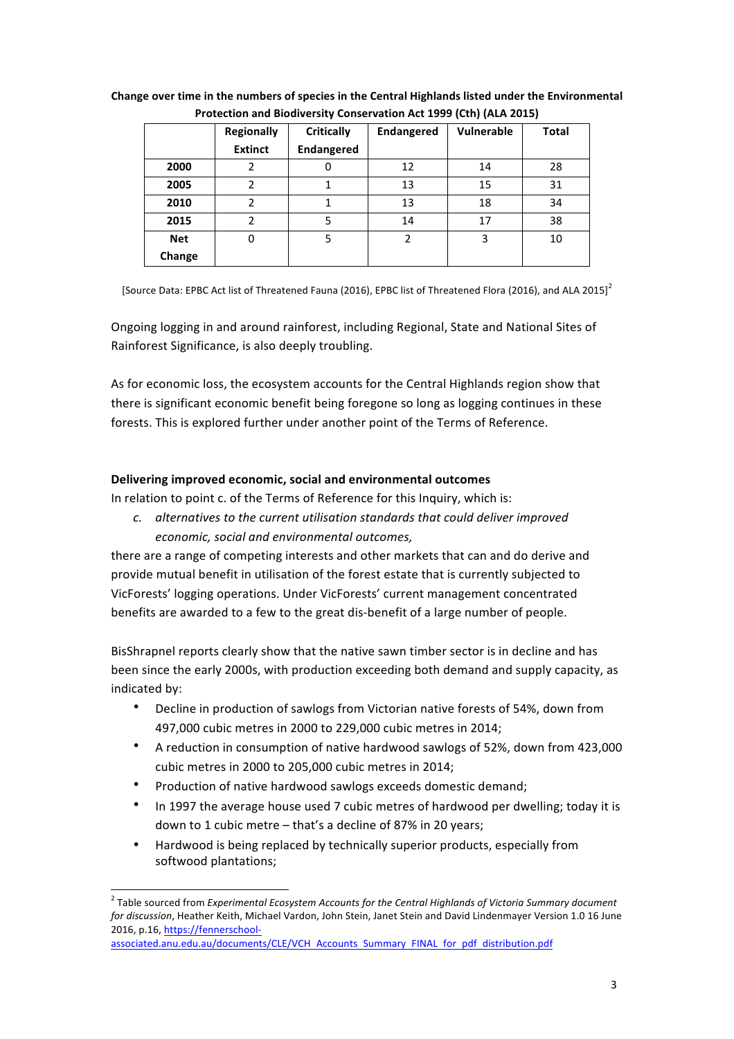**Change over time in the numbers of species in the Central Highlands listed under the Environmental Protection and Biodiversity Conservation Act 1999 (Cth) (ALA 2015)**

| | Regionally Extinct | Critically Endangered | Endangered | Vulnerable | Total |
|---|---|---|---|---|---|
| **2000** | 2 | 0 | 12 | 14 | 28 |
| **2005** | 2 | 1 | 13 | 15 | 31 |
| **2010** | 2 | 1 | 13 | 18 | 34 |
| **2015** | 2 | 5 | 14 | 17 | 38 |
| **Net Change** | 0 | 5 | 2 | 3 | 10 |

[Source Data: EPBC Act list of Threatened Fauna (2016), EPBC list of Threatened Flora (2016), and ALA 2015][2]

Ongoing logging in and around rainforest, including Regional, State and National Sites of Rainforest Significance, is also deeply troubling.

As for economic loss, the ecosystem accounts for the Central Highlands region show that there is significant economic benefit being foregone so long as logging continues in these forests. This is explored further under another point of the Terms of Reference.

**Delivering improved economic, social and environmental outcomes**

In relation to point c. of the Terms of Reference for this Inquiry, which is:

> *c. alternatives to the current utilisation standards that could deliver improved economic, social and environmental outcomes,*

there are a range of competing interests and other markets that can and do derive and provide mutual benefit in utilisation of the forest estate that is currently subjected to VicForests' logging operations. Under VicForests' current management concentrated benefits are awarded to a few to the great dis-benefit of a large number of people.

BisShrapnel reports clearly show that the native sawn timber sector is in decline and has been since the early 2000s, with production exceeding both demand and supply capacity, as indicated by:

- Decline in production of sawlogs from Victorian native forests of 54%, down from 497,000 cubic metres in 2000 to 229,000 cubic metres in 2014;
- A reduction in consumption of native hardwood sawlogs of 52%, down from 423,000 cubic metres in 2000 to 205,000 cubic metres in 2014;
- Production of native hardwood sawlogs exceeds domestic demand;
- In 1997 the average house used 7 cubic metres of hardwood per dwelling; today it is down to 1 cubic metre – that's a decline of 87% in 20 years;
- Hardwood is being replaced by technically superior products, especially from softwood plantations;

---

[2] Table sourced from *Experimental Ecosystem Accounts for the Central Highlands of Victoria Summary document for discussion*, Heather Keith, Michael Vardon, John Stein, Janet Stein and David Lindenmayer Version 1.0 16 June 2016, p.16, https://fennerschool-associated.anu.edu.au/documents/CLE/VCH_Accounts_Summary_FINAL_for_pdf_distribution.pdf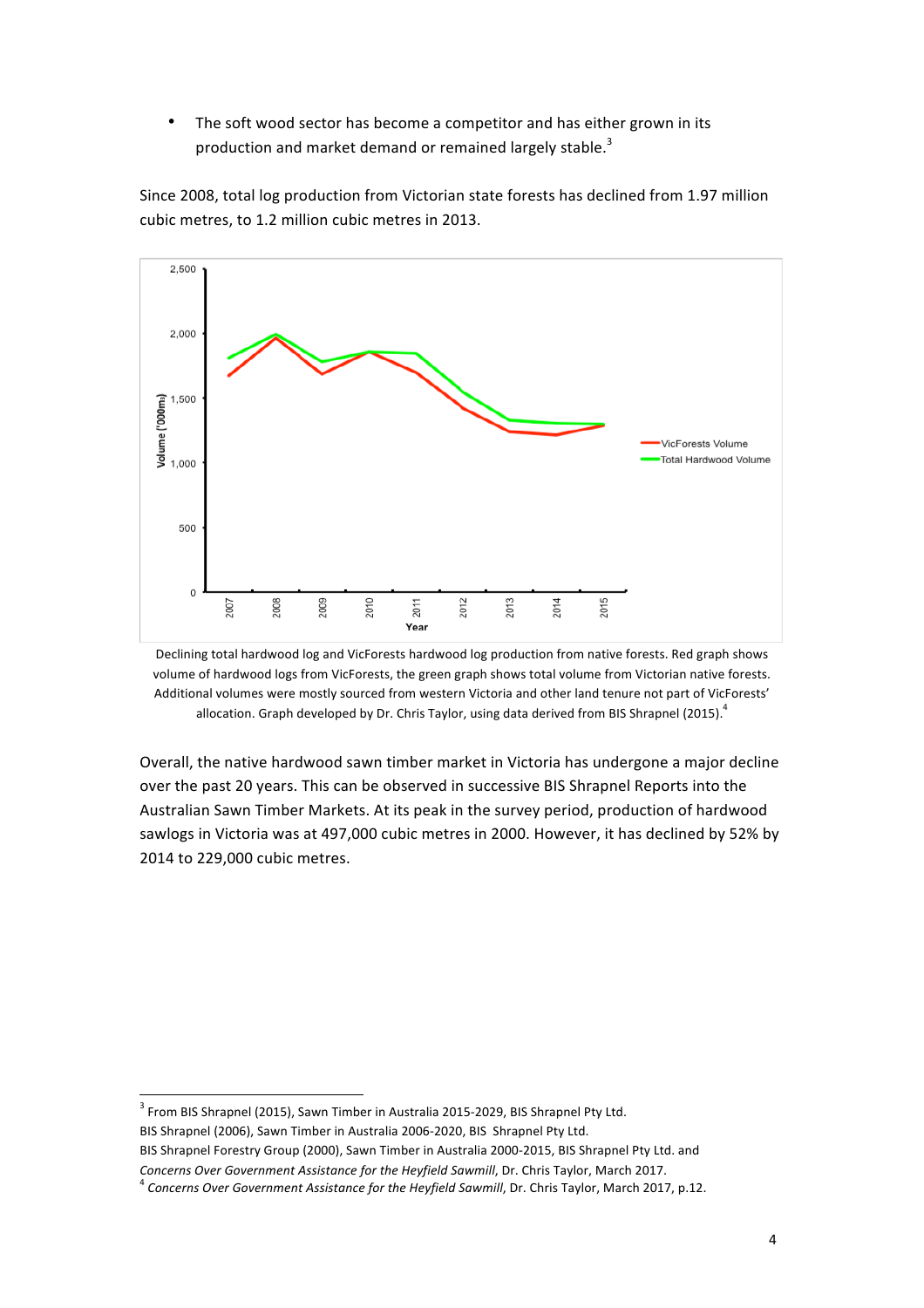- The soft wood sector has become a competitor and has either grown in its production and market demand or remained largely stable.[3]

Since 2008, total log production from Victorian state forests has declined from 1.97 million cubic metres, to 1.2 million cubic metres in 2013.

Declining total hardwood log and VicForests hardwood log production from native forests. Red graph shows volume of hardwood logs from VicForests, the green graph shows total volume from Victorian native forests. Additional volumes were mostly sourced from western Victoria and other land tenure not part of VicForests' allocation. Graph developed by Dr. Chris Taylor, using data derived from BIS Shrapnel (2015).[4]

Overall, the native hardwood sawn timber market in Victoria has undergone a major decline over the past 20 years. This can be observed in successive BIS Shrapnel Reports into the Australian Sawn Timber Markets. At its peak in the survey period, production of hardwood sawlogs in Victoria was at 497,000 cubic metres in 2000. However, it has declined by 52% by 2014 to 229,000 cubic metres.

---

[3] From BIS Shrapnel (2015), Sawn Timber in Australia 2015-2029, BIS Shrapnel Pty Ltd.
BIS Shrapnel (2006), Sawn Timber in Australia 2006-2020, BIS Shrapnel Pty Ltd.
BIS Shrapnel Forestry Group (2000), Sawn Timber in Australia 2000-2015, BIS Shrapnel Pty Ltd. and *Concerns Over Government Assistance for the Heyfield Sawmill*, Dr. Chris Taylor, March 2017.

[4] *Concerns Over Government Assistance for the Heyfield Sawmill*, Dr. Chris Taylor, March 2017, p.12.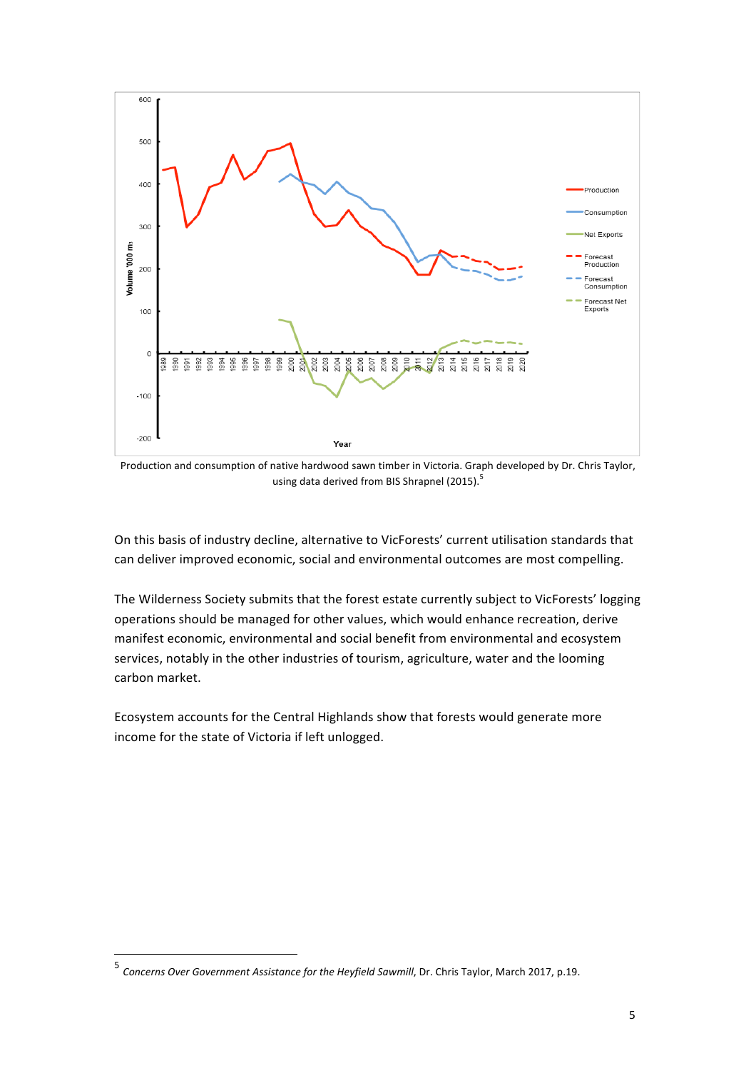Production and consumption of native hardwood sawn timber in Victoria. Graph developed by Dr. Chris Taylor, using data derived from BIS Shrapnel (2015).[5]

On this basis of industry decline, alternative to VicForests' current utilisation standards that can deliver improved economic, social and environmental outcomes are most compelling.

The Wilderness Society submits that the forest estate currently subject to VicForests' logging operations should be managed for other values, which would enhance recreation, derive manifest economic, environmental and social benefit from environmental and ecosystem services, notably in the other industries of tourism, agriculture, water and the looming carbon market.

Ecosystem accounts for the Central Highlands show that forests would generate more income for the state of Victoria if left unlogged.

---

[5] *Concerns Over Government Assistance for the Heyfield Sawmill*, Dr. Chris Taylor, March 2017, p.19.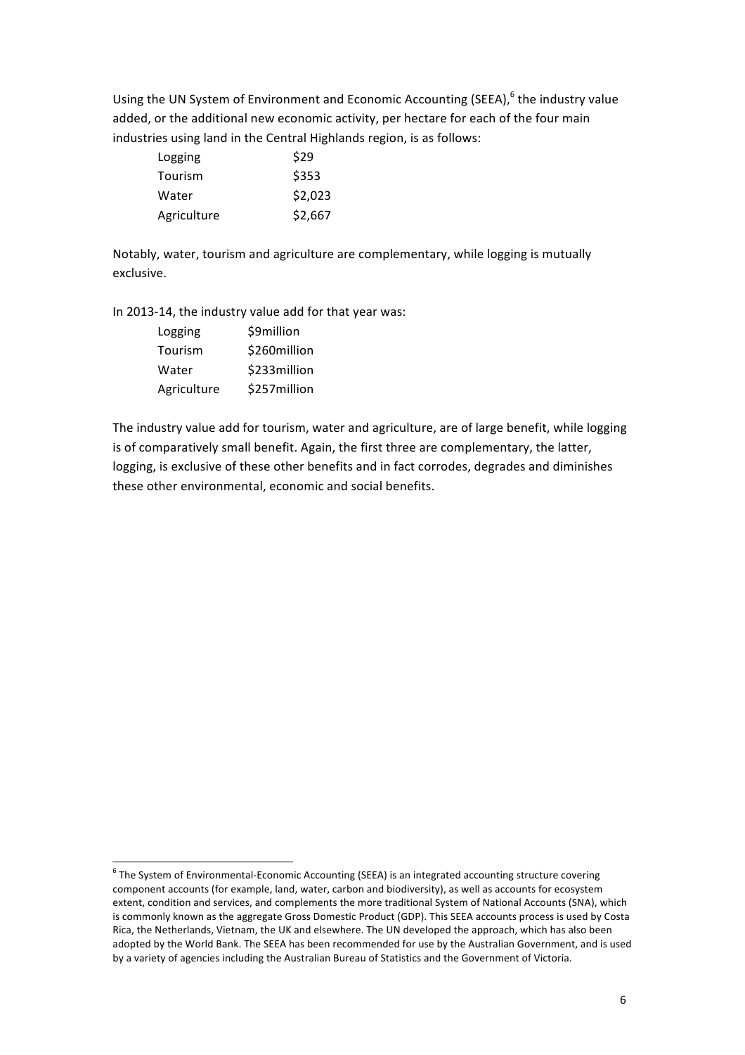Using the UN System of Environment and Economic Accounting (SEEA),[6] the industry value added, or the additional new economic activity, per hectare for each of the four main industries using land in the Central Highlands region, is as follows:

| | |
|---|---|
| Logging | $29 |
| Tourism | $353 |
| Water | $2,023 |
| Agriculture | $2,667 |

Notably, water, tourism and agriculture are complementary, while logging is mutually exclusive.

In 2013-14, the industry value add for that year was:

| | |
|---|---|
| Logging | $9million |
| Tourism | $260million |
| Water | $233million |
| Agriculture | $257million |

The industry value add for tourism, water and agriculture, are of large benefit, while logging is of comparatively small benefit. Again, the first three are complementary, the latter, logging, is exclusive of these other benefits and in fact corrodes, degrades and diminishes these other environmental, economic and social benefits.

[6] The System of Environmental-Economic Accounting (SEEA) is an integrated accounting structure covering component accounts (for example, land, water, carbon and biodiversity), as well as accounts for ecosystem extent, condition and services, and complements the more traditional System of National Accounts (SNA), which is commonly known as the aggregate Gross Domestic Product (GDP). This SEEA accounts process is used by Costa Rica, the Netherlands, Vietnam, the UK and elsewhere. The UN developed the approach, which has also been adopted by the World Bank. The SEEA has been recommended for use by the Australian Government, and is used by a variety of agencies including the Australian Bureau of Statistics and the Government of Victoria.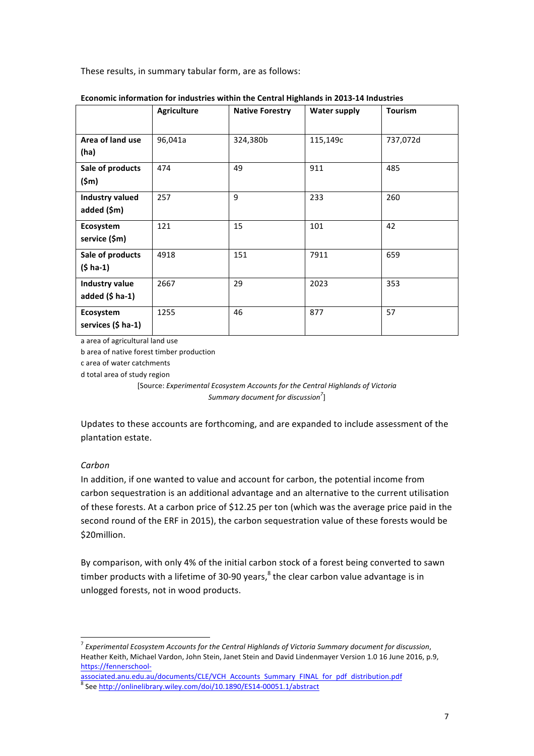These results, in summary tabular form, are as follows:

**Economic information for industries within the Central Highlands in 2013-14 Industries**

| | Agriculture | Native Forestry | Water supply | Tourism |
|---|---|---|---|---|
| **Area of land use (ha)** | 96,041a | 324,380b | 115,149c | 737,072d |
| **Sale of products ($m)** | 474 | 49 | 911 | 485 |
| **Industry valued added ($m)** | 257 | 9 | 233 | 260 |
| **Ecosystem service ($m)** | 121 | 15 | 101 | 42 |
| **Sale of products ($ ha-1)** | 4918 | 151 | 7911 | 659 |
| **Industry value added ($ ha-1)** | 2667 | 29 | 2023 | 353 |
| **Ecosystem services ($ ha-1)** | 1255 | 46 | 877 | 57 |

a area of agricultural land use
b area of native forest timber production
c area of water catchments
d total area of study region

[Source: *Experimental Ecosystem Accounts for the Central Highlands of Victoria Summary document for discussion*[7]]

Updates to these accounts are forthcoming, and are expanded to include assessment of the plantation estate.

*Carbon*

In addition, if one wanted to value and account for carbon, the potential income from carbon sequestration is an additional advantage and an alternative to the current utilisation of these forests. At a carbon price of $12.25 per ton (which was the average price paid in the second round of the ERF in 2015), the carbon sequestration value of these forests would be $20million.

By comparison, with only 4% of the initial carbon stock of a forest being converted to sawn timber products with a lifetime of 30-90 years,[8] the clear carbon value advantage is in unlogged forests, not in wood products.

---

[7] *Experimental Ecosystem Accounts for the Central Highlands of Victoria Summary document for discussion*, Heather Keith, Michael Vardon, John Stein, Janet Stein and David Lindenmayer Version 1.0 16 June 2016, p.9, https://fennerschool-associated.anu.edu.au/documents/CLE/VCH_Accounts_Summary_FINAL_for_pdf_distribution.pdf

[8] See http://onlinelibrary.wiley.com/doi/10.1890/ES14-00051.1/abstract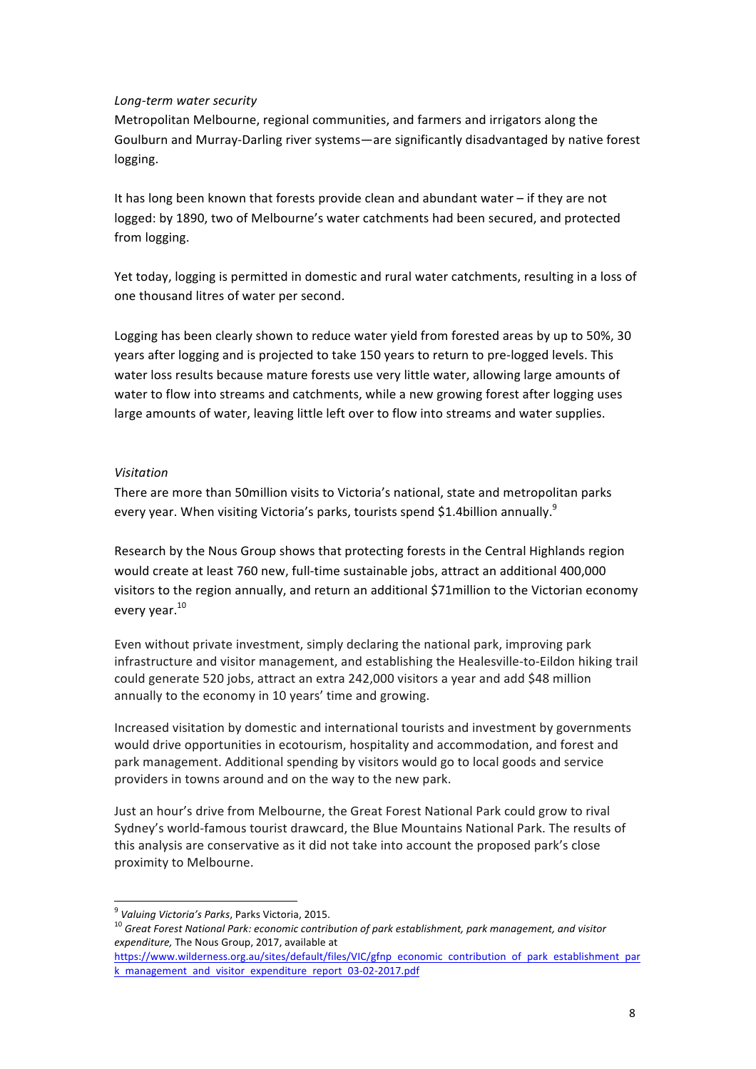*Long-term water security*

Metropolitan Melbourne, regional communities, and farmers and irrigators along the Goulburn and Murray-Darling river systems—are significantly disadvantaged by native forest logging.

It has long been known that forests provide clean and abundant water – if they are not logged: by 1890, two of Melbourne's water catchments had been secured, and protected from logging.

Yet today, logging is permitted in domestic and rural water catchments, resulting in a loss of one thousand litres of water per second.

Logging has been clearly shown to reduce water yield from forested areas by up to 50%, 30 years after logging and is projected to take 150 years to return to pre-logged levels. This water loss results because mature forests use very little water, allowing large amounts of water to flow into streams and catchments, while a new growing forest after logging uses large amounts of water, leaving little left over to flow into streams and water supplies.

*Visitation*

There are more than 50million visits to Victoria's national, state and metropolitan parks every year. When visiting Victoria's parks, tourists spend $1.4billion annually.[9]

Research by the Nous Group shows that protecting forests in the Central Highlands region would create at least 760 new, full-time sustainable jobs, attract an additional 400,000 visitors to the region annually, and return an additional $71million to the Victorian economy every year.[10]

Even without private investment, simply declaring the national park, improving park infrastructure and visitor management, and establishing the Healesville-to-Eildon hiking trail could generate 520 jobs, attract an extra 242,000 visitors a year and add $48 million annually to the economy in 10 years' time and growing.

Increased visitation by domestic and international tourists and investment by governments would drive opportunities in ecotourism, hospitality and accommodation, and forest and park management. Additional spending by visitors would go to local goods and service providers in towns around and on the way to the new park.

Just an hour's drive from Melbourne, the Great Forest National Park could grow to rival Sydney's world-famous tourist drawcard, the Blue Mountains National Park. The results of this analysis are conservative as it did not take into account the proposed park's close proximity to Melbourne.

---

[9] *Valuing Victoria's Parks*, Parks Victoria, 2015.

[10] *Great Forest National Park: economic contribution of park establishment, park management, and visitor expenditure,* The Nous Group, 2017, available at https://www.wilderness.org.au/sites/default/files/VIC/gfnp_economic_contribution_of_park_establishment_park_management_and_visitor_expenditure_report_03-02-2017.pdf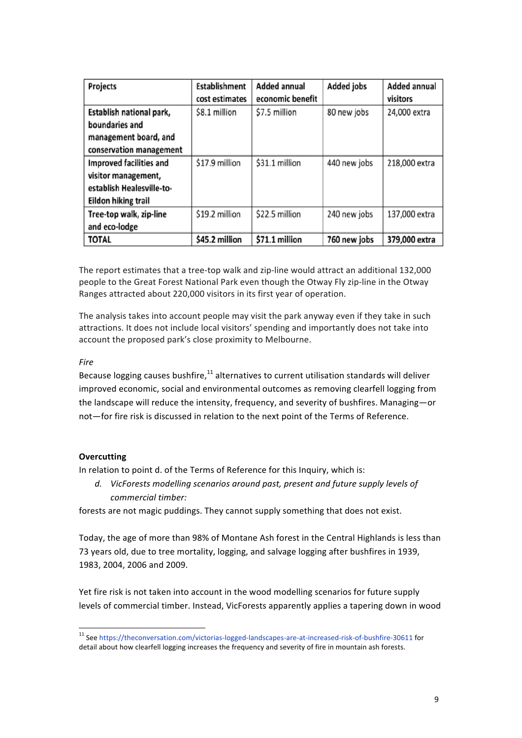| Projects | Establishment cost estimates | Added annual economic benefit | Added jobs | Added annual visitors |
|---|---|---|---|---|
| **Establish national park, boundaries and management board, and conservation management** | $8.1 million | $7.5 million | 80 new jobs | 24,000 extra |
| **Improved facilities and visitor management, establish Healesville-to-Eildon hiking trail** | $17.9 million | $31.1 million | 440 new jobs | 218,000 extra |
| **Tree-top walk, zip-line and eco-lodge** | $19.2 million | $22.5 million | 240 new jobs | 137,000 extra |
| **TOTAL** | **$45.2 million** | **$71.1 million** | **760 new jobs** | **379,000 extra** |

The report estimates that a tree-top walk and zip-line would attract an additional 132,000 people to the Great Forest National Park even though the Otway Fly zip-line in the Otway Ranges attracted about 220,000 visitors in its first year of operation.

The analysis takes into account people may visit the park anyway even if they take in such attractions. It does not include local visitors' spending and importantly does not take into account the proposed park's close proximity to Melbourne.

*Fire*

Because logging causes bushfire,[11] alternatives to current utilisation standards will deliver improved economic, social and environmental outcomes as removing clearfell logging from the landscape will reduce the intensity, frequency, and severity of bushfires. Managing—or not—for fire risk is discussed in relation to the next point of the Terms of Reference.

**Overcutting**

In relation to point d. of the Terms of Reference for this Inquiry, which is:

*d. VicForests modelling scenarios around past, present and future supply levels of commercial timber:*

forests are not magic puddings. They cannot supply something that does not exist.

Today, the age of more than 98% of Montane Ash forest in the Central Highlands is less than 73 years old, due to tree mortality, logging, and salvage logging after bushfires in 1939, 1983, 2004, 2006 and 2009.

Yet fire risk is not taken into account in the wood modelling scenarios for future supply levels of commercial timber. Instead, VicForests apparently applies a tapering down in wood

[11] See https://theconversation.com/victorias-logged-landscapes-are-at-increased-risk-of-bushfire-30611 for detail about how clearfell logging increases the frequency and severity of fire in mountain ash forests.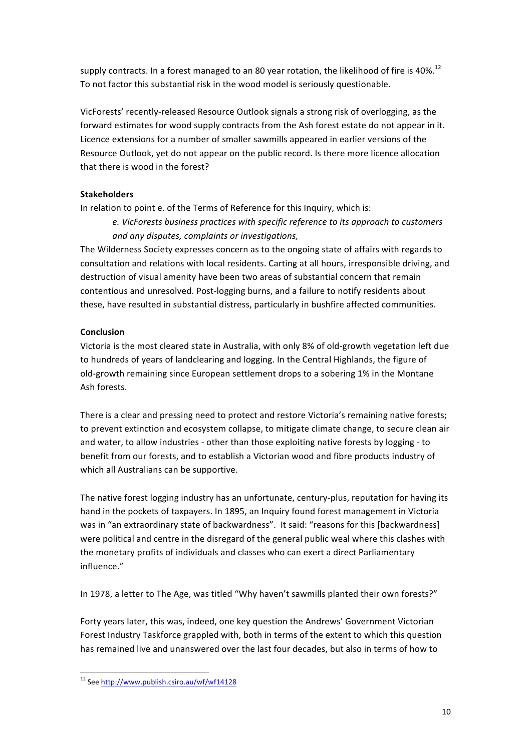supply contracts. In a forest managed to an 80 year rotation, the likelihood of fire is 40%.[12] To not factor this substantial risk in the wood model is seriously questionable.

VicForests' recently-released Resource Outlook signals a strong risk of overlogging, as the forward estimates for wood supply contracts from the Ash forest estate do not appear in it. Licence extensions for a number of smaller sawmills appeared in earlier versions of the Resource Outlook, yet do not appear on the public record. Is there more licence allocation that there is wood in the forest?

**Stakeholders**

In relation to point e. of the Terms of Reference for this Inquiry, which is:

> *e. VicForests business practices with specific reference to its approach to customers and any disputes, complaints or investigations,*

The Wilderness Society expresses concern as to the ongoing state of affairs with regards to consultation and relations with local residents. Carting at all hours, irresponsible driving, and destruction of visual amenity have been two areas of substantial concern that remain contentious and unresolved. Post-logging burns, and a failure to notify residents about these, have resulted in substantial distress, particularly in bushfire affected communities.

**Conclusion**

Victoria is the most cleared state in Australia, with only 8% of old-growth vegetation left due to hundreds of years of landclearing and logging. In the Central Highlands, the figure of old-growth remaining since European settlement drops to a sobering 1% in the Montane Ash forests.

There is a clear and pressing need to protect and restore Victoria's remaining native forests; to prevent extinction and ecosystem collapse, to mitigate climate change, to secure clean air and water, to allow industries - other than those exploiting native forests by logging - to benefit from our forests, and to establish a Victorian wood and fibre products industry of which all Australians can be supportive.

The native forest logging industry has an unfortunate, century-plus, reputation for having its hand in the pockets of taxpayers. In 1895, an Inquiry found forest management in Victoria was in "an extraordinary state of backwardness". It said: "reasons for this [backwardness] were political and centre in the disregard of the general public weal where this clashes with the monetary profits of individuals and classes who can exert a direct Parliamentary influence."

In 1978, a letter to The Age, was titled "Why haven't sawmills planted their own forests?"

Forty years later, this was, indeed, one key question the Andrews' Government Victorian Forest Industry Taskforce grappled with, both in terms of the extent to which this question has remained live and unanswered over the last four decades, but also in terms of how to

---

[12] See http://www.publish.csiro.au/wf/wf14128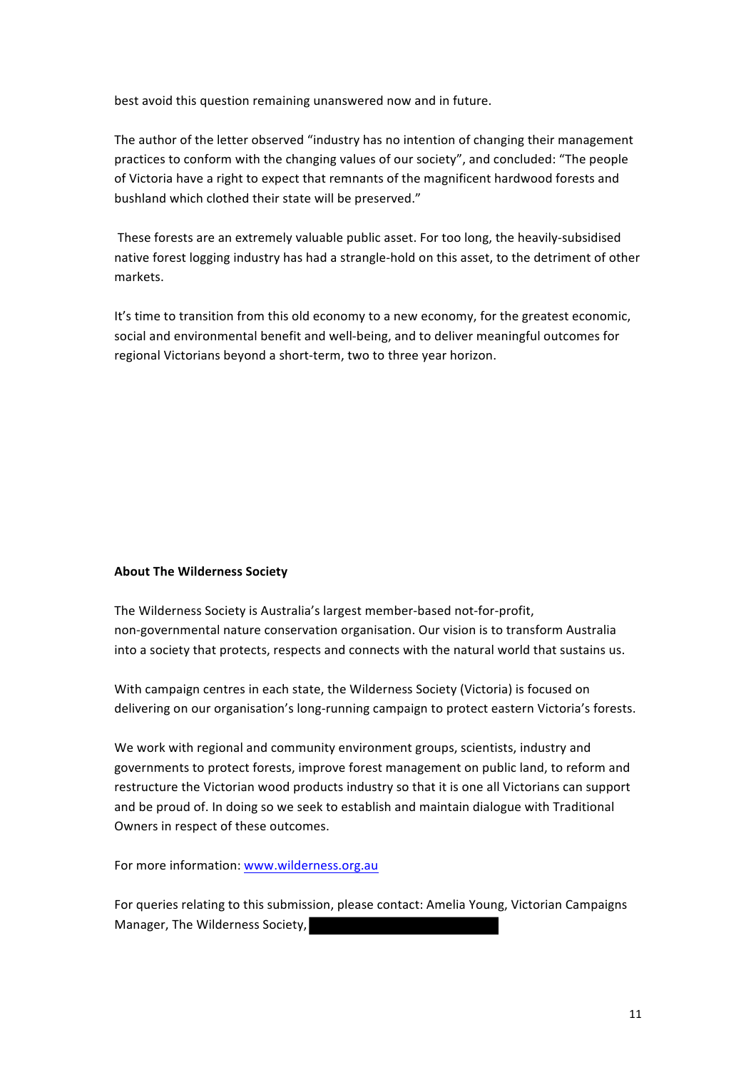best avoid this question remaining unanswered now and in future.

The author of the letter observed “industry has no intention of changing their management practices to conform with the changing values of our society”, and concluded: “The people of Victoria have a right to expect that remnants of the magnificent hardwood forests and bushland which clothed their state will be preserved.”

These forests are an extremely valuable public asset. For too long, the heavily-subsidised native forest logging industry has had a strangle-hold on this asset, to the detriment of other markets.

It’s time to transition from this old economy to a new economy, for the greatest economic, social and environmental benefit and well-being, and to deliver meaningful outcomes for regional Victorians beyond a short-term, two to three year horizon.

**About The Wilderness Society**

The Wilderness Society is Australia’s largest member-based not-for-profit, non-governmental nature conservation organisation. Our vision is to transform Australia into a society that protects, respects and connects with the natural world that sustains us.

With campaign centres in each state, the Wilderness Society (Victoria) is focused on delivering on our organisation’s long-running campaign to protect eastern Victoria’s forests.

We work with regional and community environment groups, scientists, industry and governments to protect forests, improve forest management on public land, to reform and restructure the Victorian wood products industry so that it is one all Victorians can support and be proud of. In doing so we seek to establish and maintain dialogue with Traditional Owners in respect of these outcomes.

For more information: www.wilderness.org.au

For queries relating to this submission, please contact: Amelia Young, Victorian Campaigns Manager, The Wilderness Society,